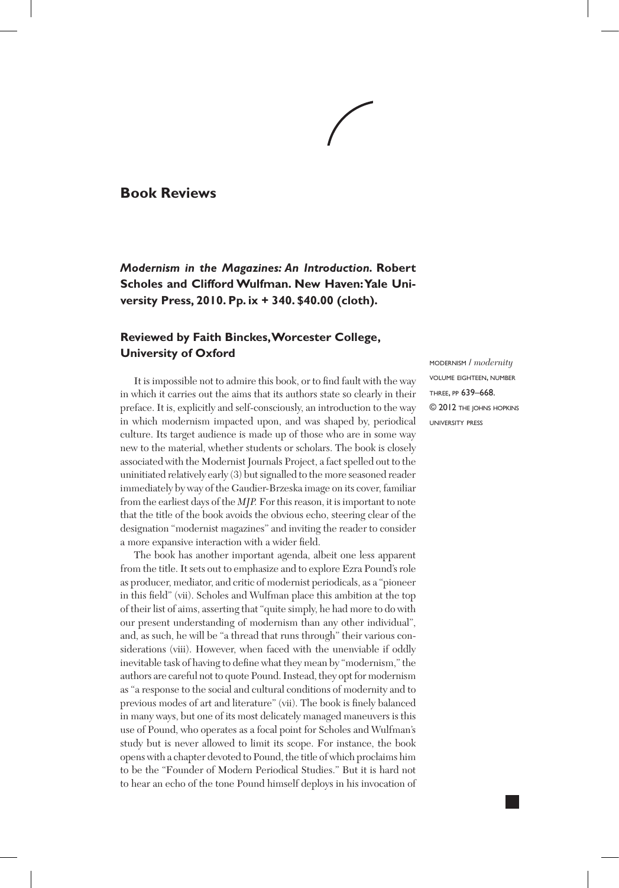# Book Reviews

***Modernism in the Magazines: An Introduction.* Robert Scholes and Clifford Wulfman. New Haven: Yale University Press, 2010. Pp. ix + 340. $40.00 (cloth).**

## Reviewed by Faith Binckes, Worcester College, University of Oxford

It is impossible not to admire this book, or to find fault with the way in which it carries out the aims that its authors state so clearly in their preface. It is, explicitly and self-consciously, an introduction to the way in which modernism impacted upon, and was shaped by, periodical culture. Its target audience is made up of those who are in some way new to the material, whether students or scholars. The book is closely associated with the Modernist Journals Project, a fact spelled out to the uninitiated relatively early (3) but signalled to the more seasoned reader immediately by way of the Gaudier-Brzeska image on its cover, familiar from the earliest days of the *MJP.* For this reason, it is important to note that the title of the book avoids the obvious echo, steering clear of the designation "modernist magazines" and inviting the reader to consider a more expansive interaction with a wider field.

The book has another important agenda, albeit one less apparent from the title. It sets out to emphasize and to explore Ezra Pound's role as producer, mediator, and critic of modernist periodicals, as a "pioneer in this field" (vii). Scholes and Wulfman place this ambition at the top of their list of aims, asserting that "quite simply, he had more to do with our present understanding of modernism than any other individual", and, as such, he will be "a thread that runs through" their various considerations (viii). However, when faced with the unenviable if oddly inevitable task of having to define what they mean by "modernism," the authors are careful not to quote Pound. Instead, they opt for modernism as "a response to the social and cultural conditions of modernity and to previous modes of art and literature" (vii). The book is finely balanced in many ways, but one of its most delicately managed maneuvers is this use of Pound, who operates as a focal point for Scholes and Wulfman's study but is never allowed to limit its scope. For instance, the book opens with a chapter devoted to Pound, the title of which proclaims him to be the "Founder of Modern Periodical Studies." But it is hard not to hear an echo of the tone Pound himself deploys in his invocation of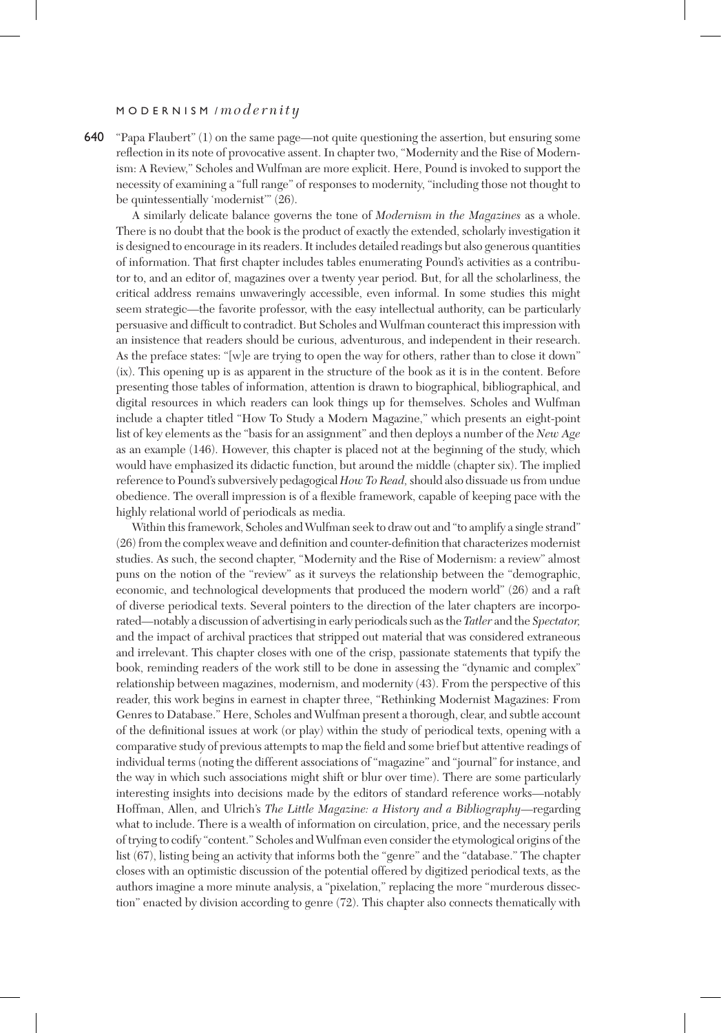"Papa Flaubert" (1) on the same page—not quite questioning the assertion, but ensuring some reflection in its note of provocative assent. In chapter two, "Modernity and the Rise of Modernism: A Review," Scholes and Wulfman are more explicit. Here, Pound is invoked to support the necessity of examining a "full range" of responses to modernity, "including those not thought to be quintessentially 'modernist'" (26).

A similarly delicate balance governs the tone of *Modernism in the Magazines* as a whole. There is no doubt that the book is the product of exactly the extended, scholarly investigation it is designed to encourage in its readers. It includes detailed readings but also generous quantities of information. That first chapter includes tables enumerating Pound's activities as a contributor to, and an editor of, magazines over a twenty year period. But, for all the scholarliness, the critical address remains unwaveringly accessible, even informal. In some studies this might seem strategic—the favorite professor, with the easy intellectual authority, can be particularly persuasive and difficult to contradict. But Scholes and Wulfman counteract this impression with an insistence that readers should be curious, adventurous, and independent in their research. As the preface states: "[w]e are trying to open the way for others, rather than to close it down" (ix). This opening up is as apparent in the structure of the book as it is in the content. Before presenting those tables of information, attention is drawn to biographical, bibliographical, and digital resources in which readers can look things up for themselves. Scholes and Wulfman include a chapter titled "How To Study a Modern Magazine," which presents an eight-point list of key elements as the "basis for an assignment" and then deploys a number of the *New Age* as an example (146). However, this chapter is placed not at the beginning of the study, which would have emphasized its didactic function, but around the middle (chapter six). The implied reference to Pound's subversively pedagogical *How To Read*, should also dissuade us from undue obedience. The overall impression is of a flexible framework, capable of keeping pace with the highly relational world of periodicals as media.

Within this framework, Scholes and Wulfman seek to draw out and "to amplify a single strand" (26) from the complex weave and definition and counter-definition that characterizes modernist studies. As such, the second chapter, "Modernity and the Rise of Modernism: a review" almost puns on the notion of the "review" as it surveys the relationship between the "demographic, economic, and technological developments that produced the modern world" (26) and a raft of diverse periodical texts. Several pointers to the direction of the later chapters are incorporated—notably a discussion of advertising in early periodicals such as the *Tatler* and the *Spectator*, and the impact of archival practices that stripped out material that was considered extraneous and irrelevant. This chapter closes with one of the crisp, passionate statements that typify the book, reminding readers of the work still to be done in assessing the "dynamic and complex" relationship between magazines, modernism, and modernity (43). From the perspective of this reader, this work begins in earnest in chapter three, "Rethinking Modernist Magazines: From Genres to Database." Here, Scholes and Wulfman present a thorough, clear, and subtle account of the definitional issues at work (or play) within the study of periodical texts, opening with a comparative study of previous attempts to map the field and some brief but attentive readings of individual terms (noting the different associations of "magazine" and "journal" for instance, and the way in which such associations might shift or blur over time). There are some particularly interesting insights into decisions made by the editors of standard reference works—notably Hoffman, Allen, and Ulrich's *The Little Magazine: a History and a Bibliography*—regarding what to include. There is a wealth of information on circulation, price, and the necessary perils of trying to codify "content." Scholes and Wulfman even consider the etymological origins of the list (67), listing being an activity that informs both the "genre" and the "database." The chapter closes with an optimistic discussion of the potential offered by digitized periodical texts, as the authors imagine a more minute analysis, a "pixelation," replacing the more "murderous dissection" enacted by division according to genre (72). This chapter also connects thematically with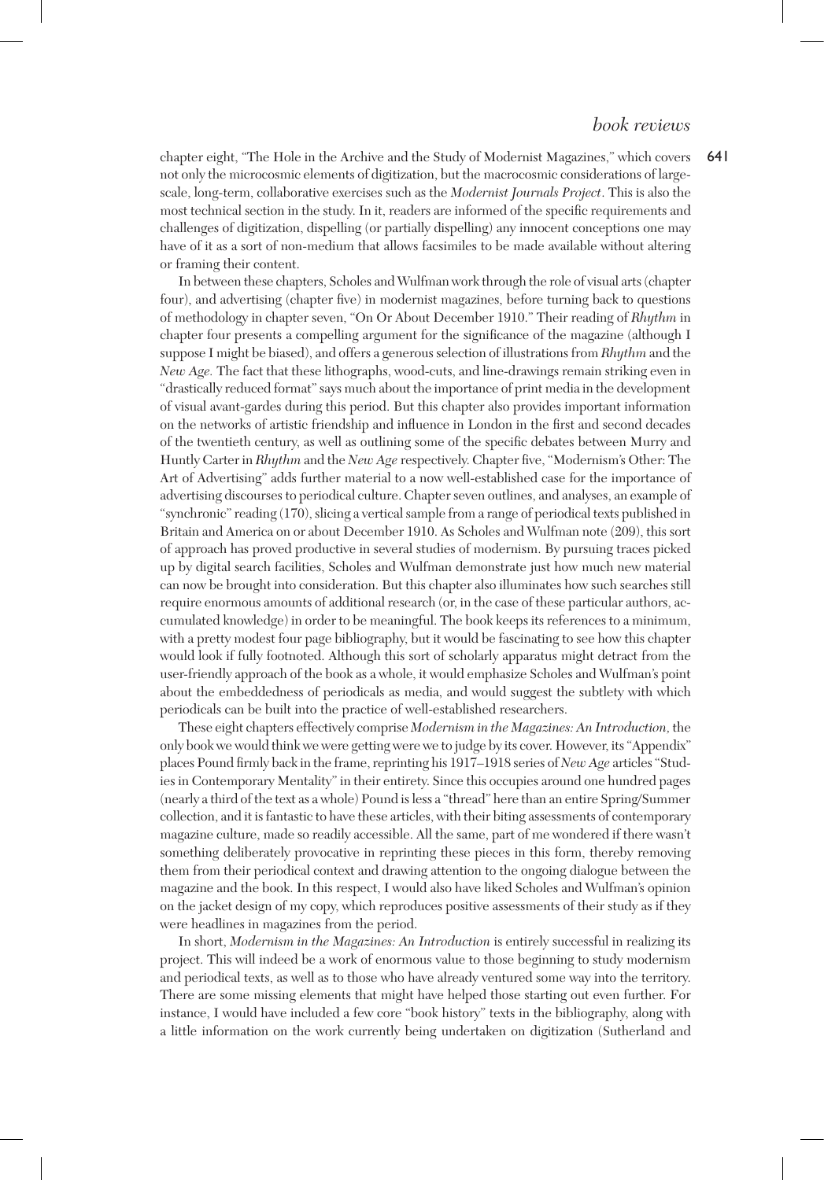chapter eight, "The Hole in the Archive and the Study of Modernist Magazines," which covers not only the microcosmic elements of digitization, but the macrocosmic considerations of large-scale, long-term, collaborative exercises such as the *Modernist Journals Project*. This is also the most technical section in the study. In it, readers are informed of the specific requirements and challenges of digitization, dispelling (or partially dispelling) any innocent conceptions one may have of it as a sort of non-medium that allows facsimiles to be made available without altering or framing their content.

In between these chapters, Scholes and Wulfman work through the role of visual arts (chapter four), and advertising (chapter five) in modernist magazines, before turning back to questions of methodology in chapter seven, "On Or About December 1910." Their reading of *Rhythm* in chapter four presents a compelling argument for the significance of the magazine (although I suppose I might be biased), and offers a generous selection of illustrations from *Rhythm* and the *New Age*. The fact that these lithographs, wood-cuts, and line-drawings remain striking even in "drastically reduced format" says much about the importance of print media in the development of visual avant-gardes during this period. But this chapter also provides important information on the networks of artistic friendship and influence in London in the first and second decades of the twentieth century, as well as outlining some of the specific debates between Murry and Huntly Carter in *Rhythm* and the *New Age* respectively. Chapter five, "Modernism's Other: The Art of Advertising" adds further material to a now well-established case for the importance of advertising discourses to periodical culture. Chapter seven outlines, and analyses, an example of "synchronic" reading (170), slicing a vertical sample from a range of periodical texts published in Britain and America on or about December 1910. As Scholes and Wulfman note (209), this sort of approach has proved productive in several studies of modernism. By pursuing traces picked up by digital search facilities, Scholes and Wulfman demonstrate just how much new material can now be brought into consideration. But this chapter also illuminates how such searches still require enormous amounts of additional research (or, in the case of these particular authors, accumulated knowledge) in order to be meaningful. The book keeps its references to a minimum, with a pretty modest four page bibliography, but it would be fascinating to see how this chapter would look if fully footnoted. Although this sort of scholarly apparatus might detract from the user-friendly approach of the book as a whole, it would emphasize Scholes and Wulfman's point about the embeddedness of periodicals as media, and would suggest the subtlety with which periodicals can be built into the practice of well-established researchers.

These eight chapters effectively comprise *Modernism in the Magazines: An Introduction*, the only book we would think we were getting were we to judge by its cover. However, its "Appendix" places Pound firmly back in the frame, reprinting his 1917–1918 series of *New Age* articles "Studies in Contemporary Mentality" in their entirety. Since this occupies around one hundred pages (nearly a third of the text as a whole) Pound is less a "thread" here than an entire Spring/Summer collection, and it is fantastic to have these articles, with their biting assessments of contemporary magazine culture, made so readily accessible. All the same, part of me wondered if there wasn't something deliberately provocative in reprinting these pieces in this form, thereby removing them from their periodical context and drawing attention to the ongoing dialogue between the magazine and the book. In this respect, I would also have liked Scholes and Wulfman's opinion on the jacket design of my copy, which reproduces positive assessments of their study as if they were headlines in magazines from the period.

In short, *Modernism in the Magazines: An Introduction* is entirely successful in realizing its project. This will indeed be a work of enormous value to those beginning to study modernism and periodical texts, as well as to those who have already ventured some way into the territory. There are some missing elements that might have helped those starting out even further. For instance, I would have included a few core "book history" texts in the bibliography, along with a little information on the work currently being undertaken on digitization (Sutherland and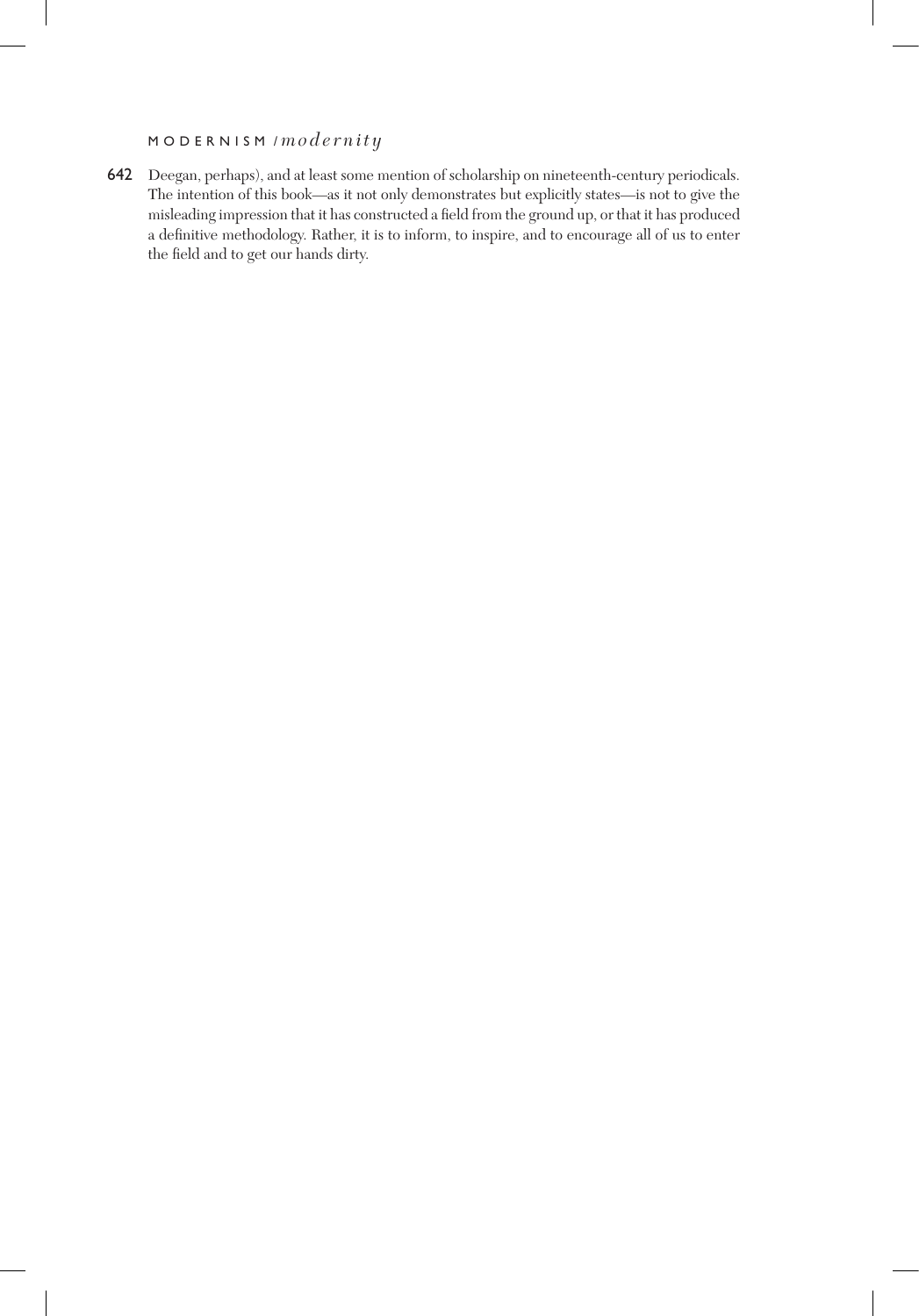Deegan, perhaps), and at least some mention of scholarship on nineteenth-century periodicals. The intention of this book—as it not only demonstrates but explicitly states—is not to give the misleading impression that it has constructed a field from the ground up, or that it has produced a definitive methodology. Rather, it is to inform, to inspire, and to encourage all of us to enter the field and to get our hands dirty.